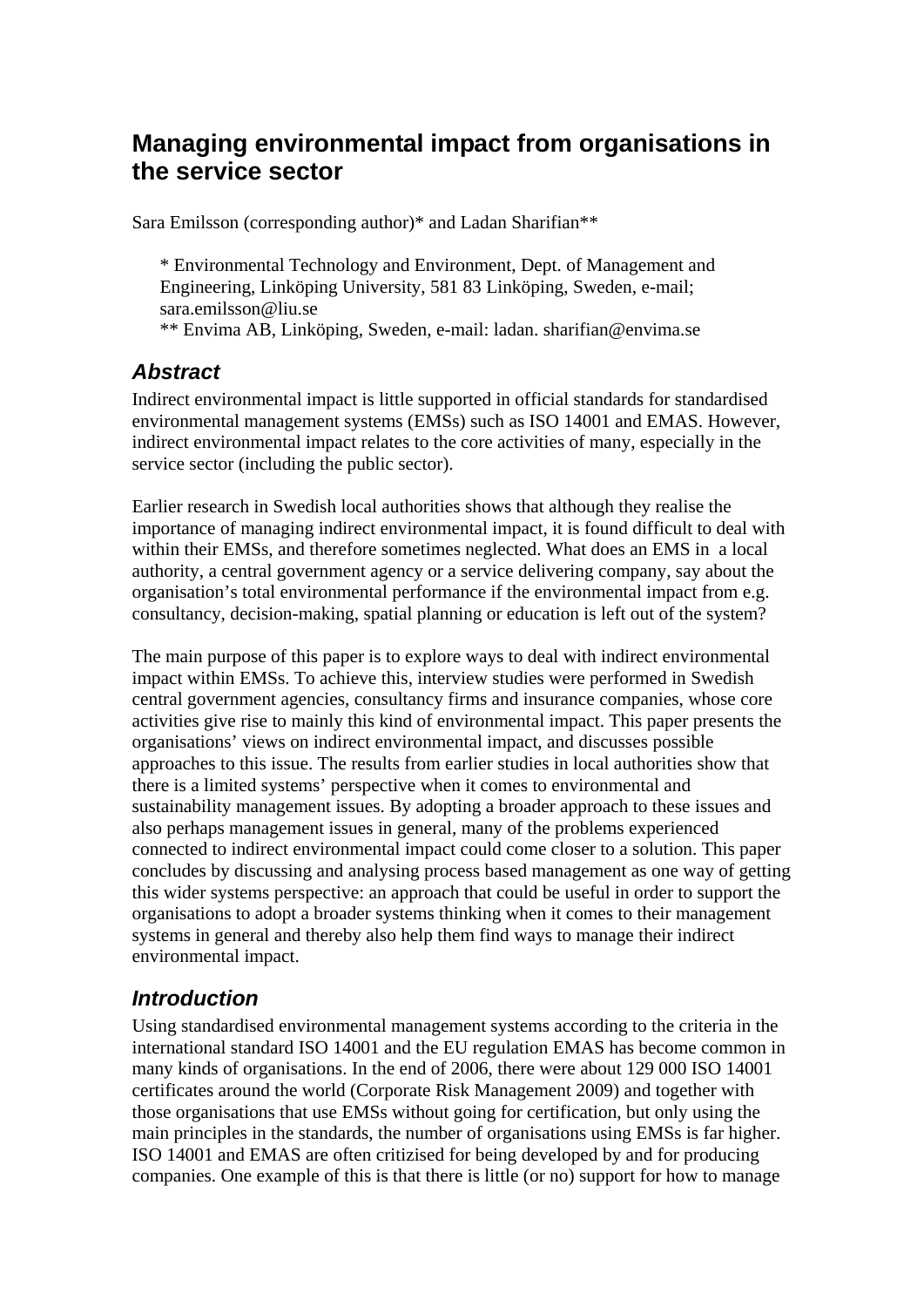# Managing environmental impact from organisations in the service sector

Sara Emilsson (corresponding author)* and Ladan Sharifian**

\* Environmental Technology and Environment, Dept. of Management and Engineering, Linköping University, 581 83 Linköping, Sweden, e-mail; sara.emilsson@liu.se
\*\* Envima AB, Linköping, Sweden, e-mail: ladan. sharifian@envima.se

## Abstract

Indirect environmental impact is little supported in official standards for standardised environmental management systems (EMSs) such as ISO 14001 and EMAS. However, indirect environmental impact relates to the core activities of many, especially in the service sector (including the public sector).

Earlier research in Swedish local authorities shows that although they realise the importance of managing indirect environmental impact, it is found difficult to deal with within their EMSs, and therefore sometimes neglected. What does an EMS in a local authority, a central government agency or a service delivering company, say about the organisation's total environmental performance if the environmental impact from e.g. consultancy, decision-making, spatial planning or education is left out of the system?

The main purpose of this paper is to explore ways to deal with indirect environmental impact within EMSs. To achieve this, interview studies were performed in Swedish central government agencies, consultancy firms and insurance companies, whose core activities give rise to mainly this kind of environmental impact. This paper presents the organisations' views on indirect environmental impact, and discusses possible approaches to this issue. The results from earlier studies in local authorities show that there is a limited systems' perspective when it comes to environmental and sustainability management issues. By adopting a broader approach to these issues and also perhaps management issues in general, many of the problems experienced connected to indirect environmental impact could come closer to a solution. This paper concludes by discussing and analysing process based management as one way of getting this wider systems perspective: an approach that could be useful in order to support the organisations to adopt a broader systems thinking when it comes to their management systems in general and thereby also help them find ways to manage their indirect environmental impact.

## Introduction

Using standardised environmental management systems according to the criteria in the international standard ISO 14001 and the EU regulation EMAS has become common in many kinds of organisations. In the end of 2006, there were about 129 000 ISO 14001 certificates around the world (Corporate Risk Management 2009) and together with those organisations that use EMSs without going for certification, but only using the main principles in the standards, the number of organisations using EMSs is far higher. ISO 14001 and EMAS are often critizised for being developed by and for producing companies. One example of this is that there is little (or no) support for how to manage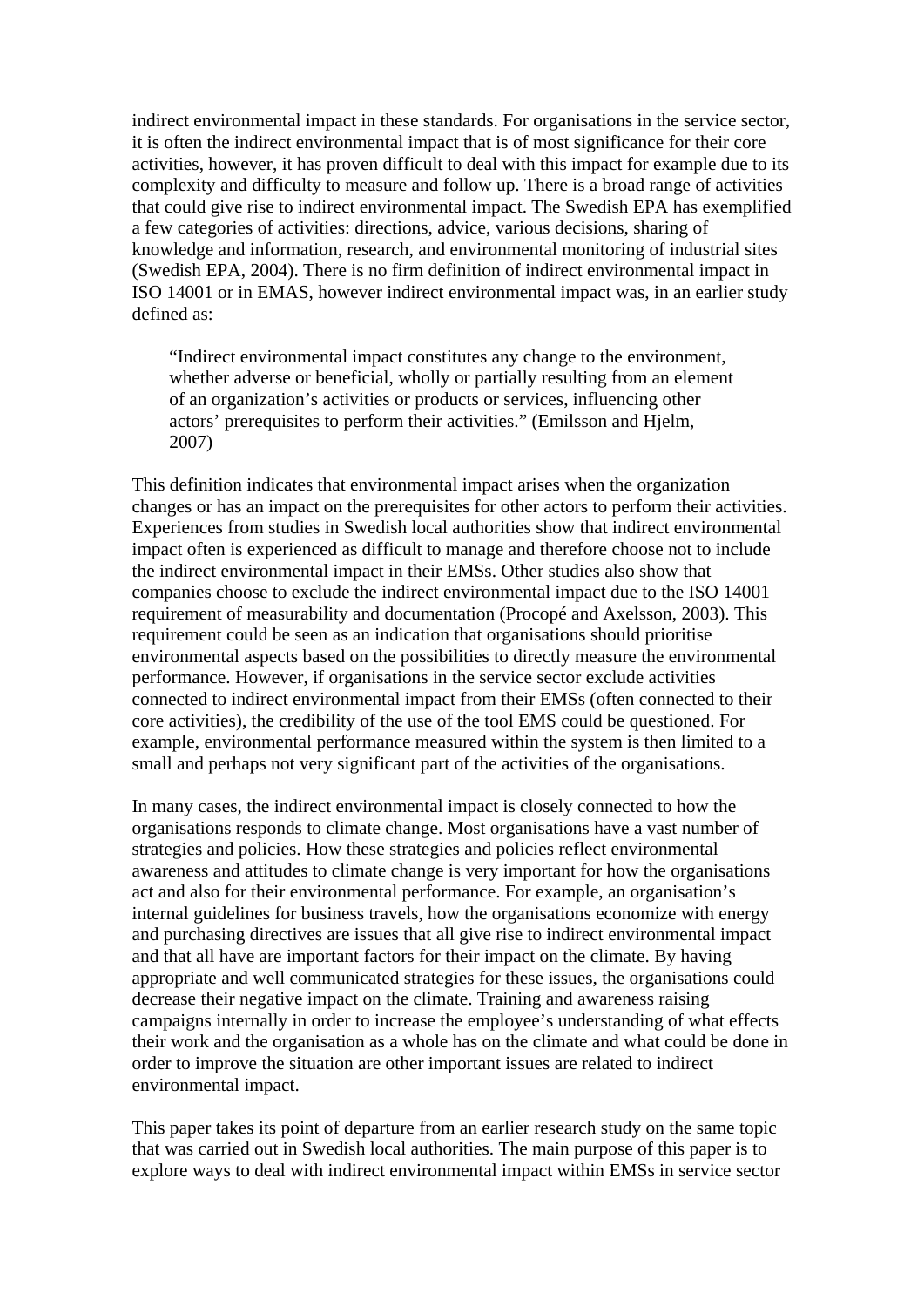indirect environmental impact in these standards. For organisations in the service sector, it is often the indirect environmental impact that is of most significance for their core activities, however, it has proven difficult to deal with this impact for example due to its complexity and difficulty to measure and follow up. There is a broad range of activities that could give rise to indirect environmental impact. The Swedish EPA has exemplified a few categories of activities: directions, advice, various decisions, sharing of knowledge and information, research, and environmental monitoring of industrial sites (Swedish EPA, 2004). There is no firm definition of indirect environmental impact in ISO 14001 or in EMAS, however indirect environmental impact was, in an earlier study defined as:

> "Indirect environmental impact constitutes any change to the environment, whether adverse or beneficial, wholly or partially resulting from an element of an organization's activities or products or services, influencing other actors' prerequisites to perform their activities." (Emilsson and Hjelm, 2007)

This definition indicates that environmental impact arises when the organization changes or has an impact on the prerequisites for other actors to perform their activities. Experiences from studies in Swedish local authorities show that indirect environmental impact often is experienced as difficult to manage and therefore choose not to include the indirect environmental impact in their EMSs. Other studies also show that companies choose to exclude the indirect environmental impact due to the ISO 14001 requirement of measurability and documentation (Procopé and Axelsson, 2003). This requirement could be seen as an indication that organisations should prioritise environmental aspects based on the possibilities to directly measure the environmental performance. However, if organisations in the service sector exclude activities connected to indirect environmental impact from their EMSs (often connected to their core activities), the credibility of the use of the tool EMS could be questioned. For example, environmental performance measured within the system is then limited to a small and perhaps not very significant part of the activities of the organisations.

In many cases, the indirect environmental impact is closely connected to how the organisations responds to climate change. Most organisations have a vast number of strategies and policies. How these strategies and policies reflect environmental awareness and attitudes to climate change is very important for how the organisations act and also for their environmental performance. For example, an organisation's internal guidelines for business travels, how the organisations economize with energy and purchasing directives are issues that all give rise to indirect environmental impact and that all have are important factors for their impact on the climate. By having appropriate and well communicated strategies for these issues, the organisations could decrease their negative impact on the climate. Training and awareness raising campaigns internally in order to increase the employee's understanding of what effects their work and the organisation as a whole has on the climate and what could be done in order to improve the situation are other important issues are related to indirect environmental impact.

This paper takes its point of departure from an earlier research study on the same topic that was carried out in Swedish local authorities. The main purpose of this paper is to explore ways to deal with indirect environmental impact within EMSs in service sector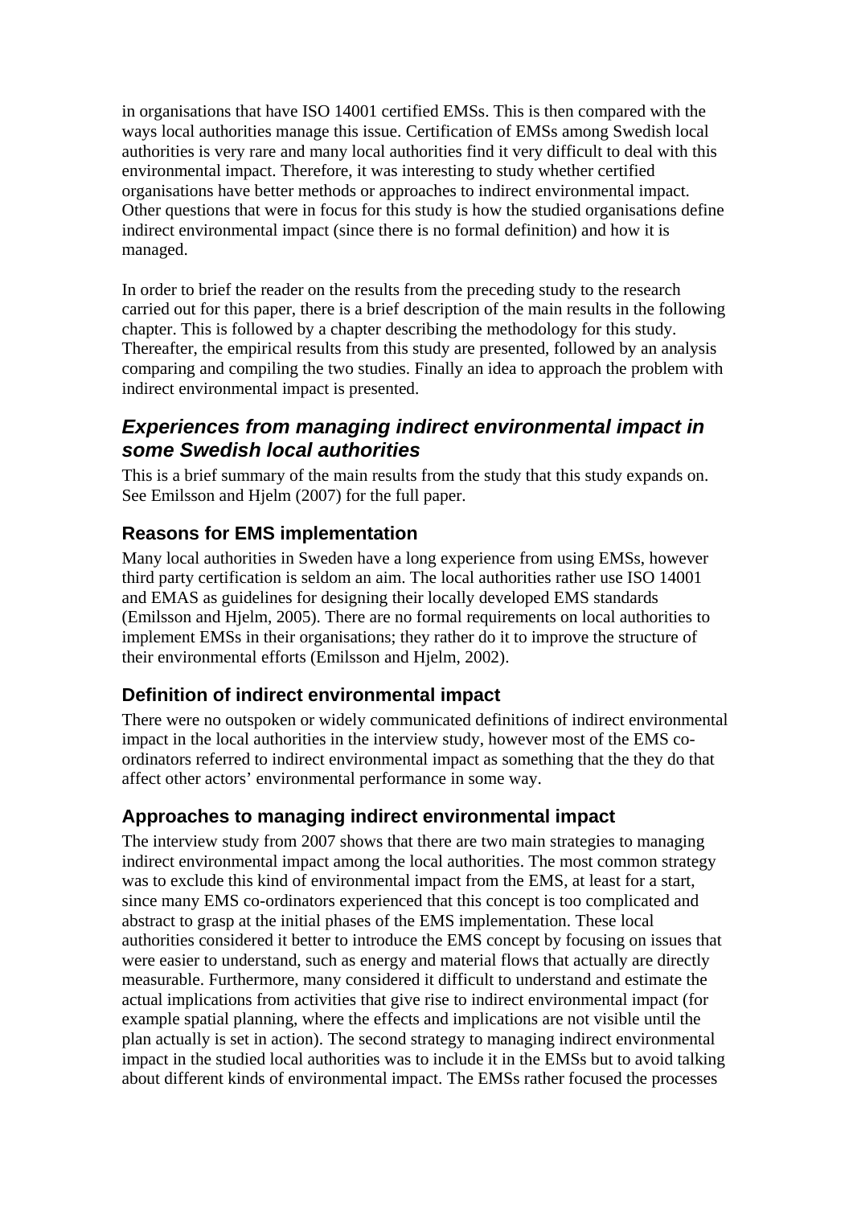in organisations that have ISO 14001 certified EMSs. This is then compared with the ways local authorities manage this issue. Certification of EMSs among Swedish local authorities is very rare and many local authorities find it very difficult to deal with this environmental impact. Therefore, it was interesting to study whether certified organisations have better methods or approaches to indirect environmental impact. Other questions that were in focus for this study is how the studied organisations define indirect environmental impact (since there is no formal definition) and how it is managed.

In order to brief the reader on the results from the preceding study to the research carried out for this paper, there is a brief description of the main results in the following chapter. This is followed by a chapter describing the methodology for this study. Thereafter, the empirical results from this study are presented, followed by an analysis comparing and compiling the two studies. Finally an idea to approach the problem with indirect environmental impact is presented.

## *Experiences from managing indirect environmental impact in some Swedish local authorities*

This is a brief summary of the main results from the study that this study expands on. See Emilsson and Hjelm (2007) for the full paper.

### Reasons for EMS implementation

Many local authorities in Sweden have a long experience from using EMSs, however third party certification is seldom an aim. The local authorities rather use ISO 14001 and EMAS as guidelines for designing their locally developed EMS standards (Emilsson and Hjelm, 2005). There are no formal requirements on local authorities to implement EMSs in their organisations; they rather do it to improve the structure of their environmental efforts (Emilsson and Hjelm, 2002).

### Definition of indirect environmental impact

There were no outspoken or widely communicated definitions of indirect environmental impact in the local authorities in the interview study, however most of the EMS co-ordinators referred to indirect environmental impact as something that the they do that affect other actors' environmental performance in some way.

### Approaches to managing indirect environmental impact

The interview study from 2007 shows that there are two main strategies to managing indirect environmental impact among the local authorities. The most common strategy was to exclude this kind of environmental impact from the EMS, at least for a start, since many EMS co-ordinators experienced that this concept is too complicated and abstract to grasp at the initial phases of the EMS implementation. These local authorities considered it better to introduce the EMS concept by focusing on issues that were easier to understand, such as energy and material flows that actually are directly measurable. Furthermore, many considered it difficult to understand and estimate the actual implications from activities that give rise to indirect environmental impact (for example spatial planning, where the effects and implications are not visible until the plan actually is set in action). The second strategy to managing indirect environmental impact in the studied local authorities was to include it in the EMSs but to avoid talking about different kinds of environmental impact. The EMSs rather focused the processes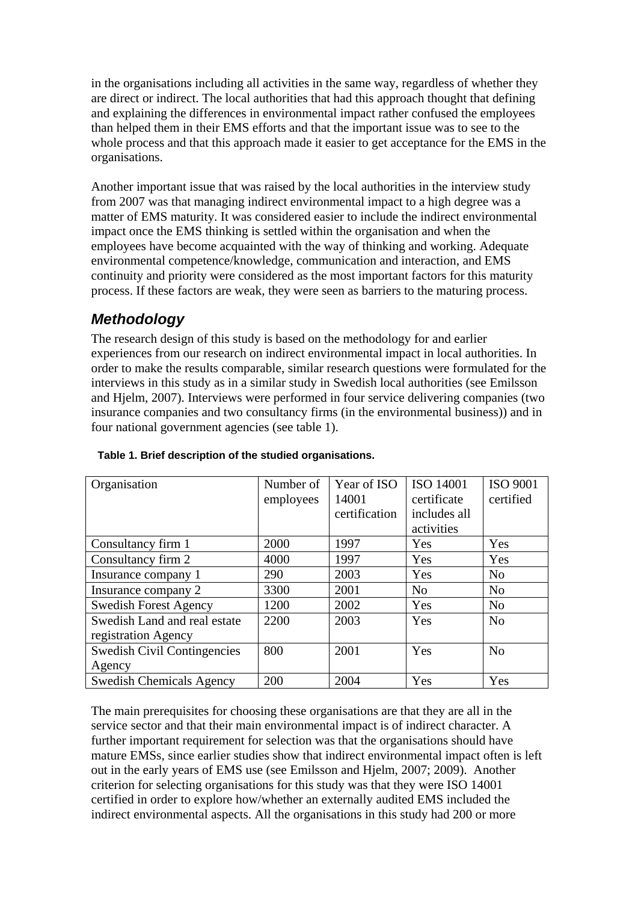in the organisations including all activities in the same way, regardless of whether they are direct or indirect. The local authorities that had this approach thought that defining and explaining the differences in environmental impact rather confused the employees than helped them in their EMS efforts and that the important issue was to see to the whole process and that this approach made it easier to get acceptance for the EMS in the organisations.

Another important issue that was raised by the local authorities in the interview study from 2007 was that managing indirect environmental impact to a high degree was a matter of EMS maturity. It was considered easier to include the indirect environmental impact once the EMS thinking is settled within the organisation and when the employees have become acquainted with the way of thinking and working. Adequate environmental competence/knowledge, communication and interaction, and EMS continuity and priority were considered as the most important factors for this maturity process. If these factors are weak, they were seen as barriers to the maturing process.

## *Methodology*

The research design of this study is based on the methodology for and earlier experiences from our research on indirect environmental impact in local authorities. In order to make the results comparable, similar research questions were formulated for the interviews in this study as in a similar study in Swedish local authorities (see Emilsson and Hjelm, 2007). Interviews were performed in four service delivering companies (two insurance companies and two consultancy firms (in the environmental business)) and in four national government agencies (see table 1).

**Table 1. Brief description of the studied organisations.**

| Organisation | Number of employees | Year of ISO 14001 certification | ISO 14001 certificate includes all activities | ISO 9001 certified |
|---|---|---|---|---|
| Consultancy firm 1 | 2000 | 1997 | Yes | Yes |
| Consultancy firm 2 | 4000 | 1997 | Yes | Yes |
| Insurance company 1 | 290 | 2003 | Yes | No |
| Insurance company 2 | 3300 | 2001 | No | No |
| Swedish Forest Agency | 1200 | 2002 | Yes | No |
| Swedish Land and real estate registration Agency | 2200 | 2003 | Yes | No |
| Swedish Civil Contingencies Agency | 800 | 2001 | Yes | No |
| Swedish Chemicals Agency | 200 | 2004 | Yes | Yes |

The main prerequisites for choosing these organisations are that they are all in the service sector and that their main environmental impact is of indirect character. A further important requirement for selection was that the organisations should have mature EMSs, since earlier studies show that indirect environmental impact often is left out in the early years of EMS use (see Emilsson and Hjelm, 2007; 2009). Another criterion for selecting organisations for this study was that they were ISO 14001 certified in order to explore how/whether an externally audited EMS included the indirect environmental aspects. All the organisations in this study had 200 or more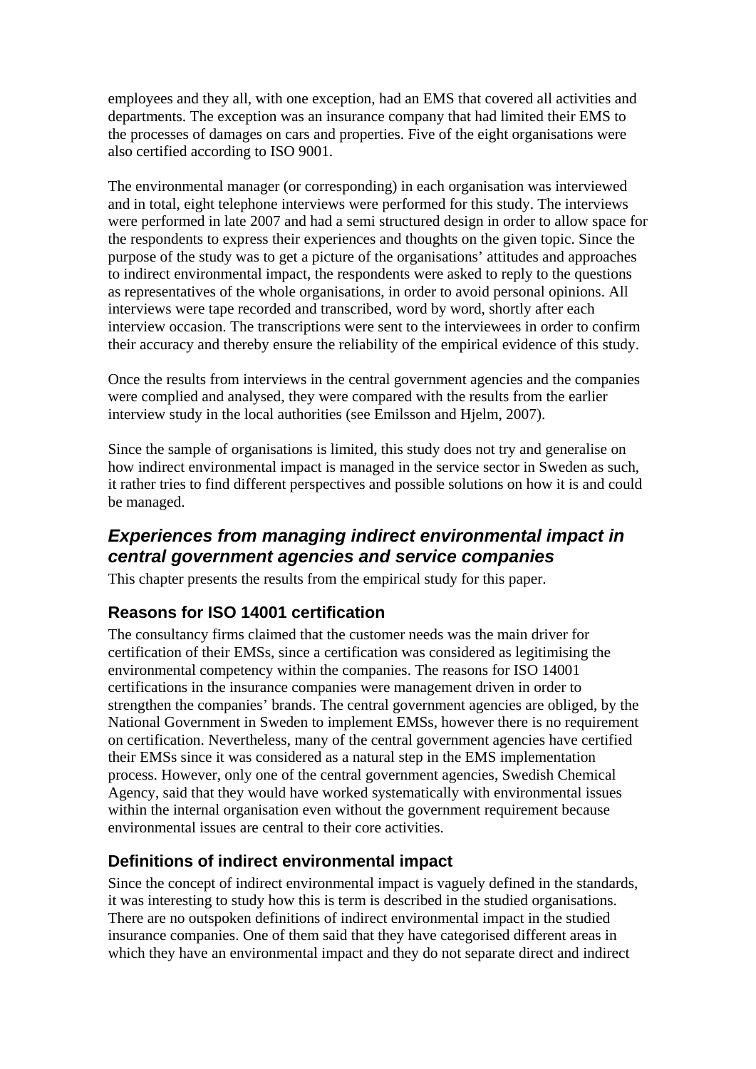employees and they all, with one exception, had an EMS that covered all activities and departments. The exception was an insurance company that had limited their EMS to the processes of damages on cars and properties. Five of the eight organisations were also certified according to ISO 9001.

The environmental manager (or corresponding) in each organisation was interviewed and in total, eight telephone interviews were performed for this study. The interviews were performed in late 2007 and had a semi structured design in order to allow space for the respondents to express their experiences and thoughts on the given topic. Since the purpose of the study was to get a picture of the organisations' attitudes and approaches to indirect environmental impact, the respondents were asked to reply to the questions as representatives of the whole organisations, in order to avoid personal opinions. All interviews were tape recorded and transcribed, word by word, shortly after each interview occasion. The transcriptions were sent to the interviewees in order to confirm their accuracy and thereby ensure the reliability of the empirical evidence of this study.

Once the results from interviews in the central government agencies and the companies were complied and analysed, they were compared with the results from the earlier interview study in the local authorities (see Emilsson and Hjelm, 2007).

Since the sample of organisations is limited, this study does not try and generalise on how indirect environmental impact is managed in the service sector in Sweden as such, it rather tries to find different perspectives and possible solutions on how it is and could be managed.

## *Experiences from managing indirect environmental impact in central government agencies and service companies*

This chapter presents the results from the empirical study for this paper.

### Reasons for ISO 14001 certification

The consultancy firms claimed that the customer needs was the main driver for certification of their EMSs, since a certification was considered as legitimising the environmental competency within the companies. The reasons for ISO 14001 certifications in the insurance companies were management driven in order to strengthen the companies' brands. The central government agencies are obliged, by the National Government in Sweden to implement EMSs, however there is no requirement on certification. Nevertheless, many of the central government agencies have certified their EMSs since it was considered as a natural step in the EMS implementation process. However, only one of the central government agencies, Swedish Chemical Agency, said that they would have worked systematically with environmental issues within the internal organisation even without the government requirement because environmental issues are central to their core activities.

### Definitions of indirect environmental impact

Since the concept of indirect environmental impact is vaguely defined in the standards, it was interesting to study how this is term is described in the studied organisations. There are no outspoken definitions of indirect environmental impact in the studied insurance companies. One of them said that they have categorised different areas in which they have an environmental impact and they do not separate direct and indirect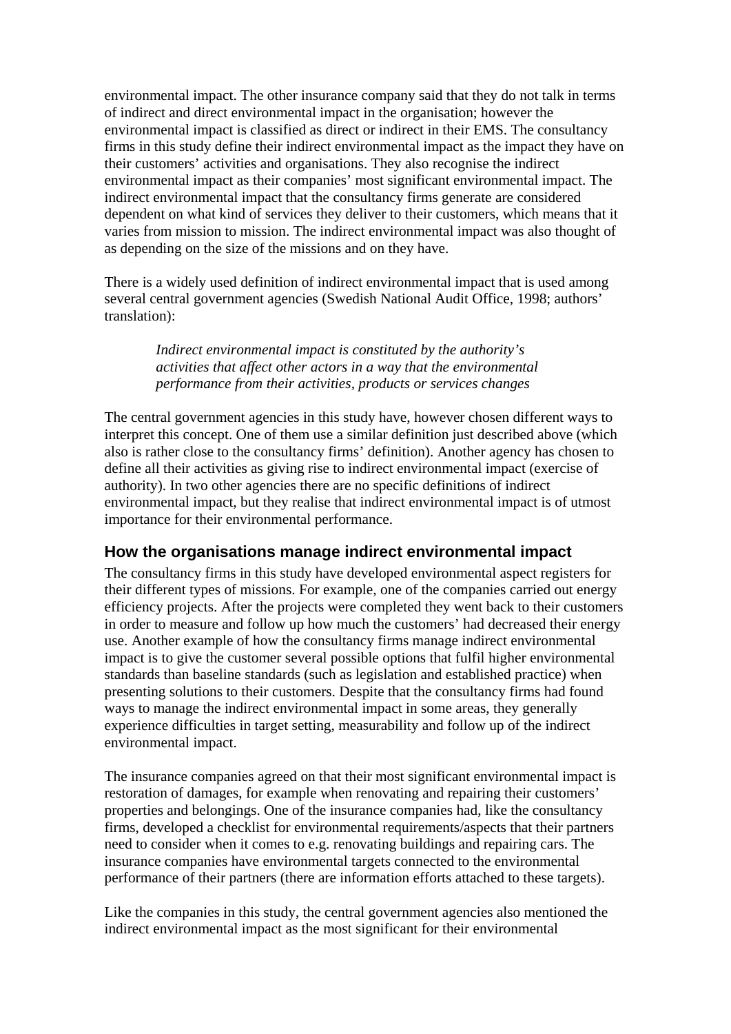environmental impact. The other insurance company said that they do not talk in terms of indirect and direct environmental impact in the organisation; however the environmental impact is classified as direct or indirect in their EMS. The consultancy firms in this study define their indirect environmental impact as the impact they have on their customers' activities and organisations. They also recognise the indirect environmental impact as their companies' most significant environmental impact. The indirect environmental impact that the consultancy firms generate are considered dependent on what kind of services they deliver to their customers, which means that it varies from mission to mission. The indirect environmental impact was also thought of as depending on the size of the missions and on they have.

There is a widely used definition of indirect environmental impact that is used among several central government agencies (Swedish National Audit Office, 1998; authors' translation):

> *Indirect environmental impact is constituted by the authority's activities that affect other actors in a way that the environmental performance from their activities, products or services changes*

The central government agencies in this study have, however chosen different ways to interpret this concept. One of them use a similar definition just described above (which also is rather close to the consultancy firms' definition). Another agency has chosen to define all their activities as giving rise to indirect environmental impact (exercise of authority). In two other agencies there are no specific definitions of indirect environmental impact, but they realise that indirect environmental impact is of utmost importance for their environmental performance.

## How the organisations manage indirect environmental impact

The consultancy firms in this study have developed environmental aspect registers for their different types of missions. For example, one of the companies carried out energy efficiency projects. After the projects were completed they went back to their customers in order to measure and follow up how much the customers' had decreased their energy use. Another example of how the consultancy firms manage indirect environmental impact is to give the customer several possible options that fulfil higher environmental standards than baseline standards (such as legislation and established practice) when presenting solutions to their customers. Despite that the consultancy firms had found ways to manage the indirect environmental impact in some areas, they generally experience difficulties in target setting, measurability and follow up of the indirect environmental impact.

The insurance companies agreed on that their most significant environmental impact is restoration of damages, for example when renovating and repairing their customers' properties and belongings. One of the insurance companies had, like the consultancy firms, developed a checklist for environmental requirements/aspects that their partners need to consider when it comes to e.g. renovating buildings and repairing cars. The insurance companies have environmental targets connected to the environmental performance of their partners (there are information efforts attached to these targets).

Like the companies in this study, the central government agencies also mentioned the indirect environmental impact as the most significant for their environmental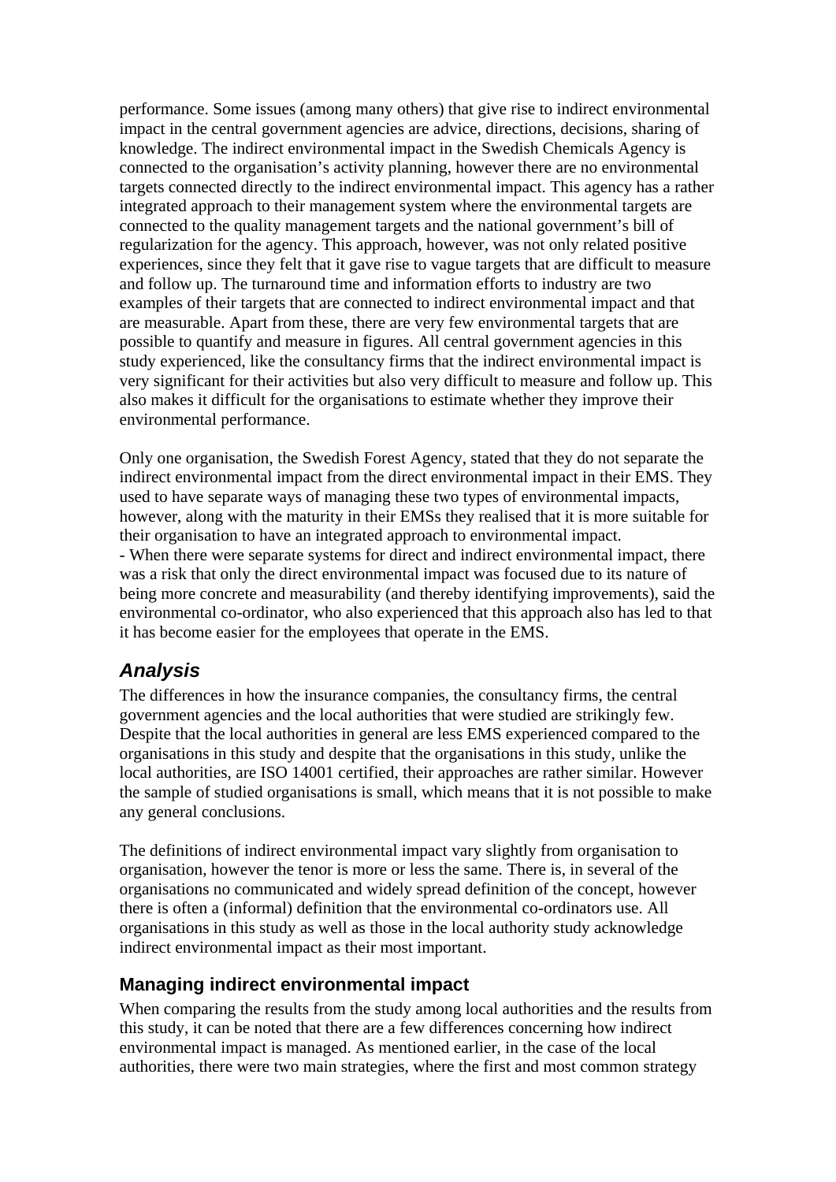performance. Some issues (among many others) that give rise to indirect environmental impact in the central government agencies are advice, directions, decisions, sharing of knowledge. The indirect environmental impact in the Swedish Chemicals Agency is connected to the organisation's activity planning, however there are no environmental targets connected directly to the indirect environmental impact. This agency has a rather integrated approach to their management system where the environmental targets are connected to the quality management targets and the national government's bill of regularization for the agency. This approach, however, was not only related positive experiences, since they felt that it gave rise to vague targets that are difficult to measure and follow up. The turnaround time and information efforts to industry are two examples of their targets that are connected to indirect environmental impact and that are measurable. Apart from these, there are very few environmental targets that are possible to quantify and measure in figures. All central government agencies in this study experienced, like the consultancy firms that the indirect environmental impact is very significant for their activities but also very difficult to measure and follow up. This also makes it difficult for the organisations to estimate whether they improve their environmental performance.

Only one organisation, the Swedish Forest Agency, stated that they do not separate the indirect environmental impact from the direct environmental impact in their EMS. They used to have separate ways of managing these two types of environmental impacts, however, along with the maturity in their EMSs they realised that it is more suitable for their organisation to have an integrated approach to environmental impact.
- When there were separate systems for direct and indirect environmental impact, there was a risk that only the direct environmental impact was focused due to its nature of being more concrete and measurability (and thereby identifying improvements), said the environmental co-ordinator, who also experienced that this approach also has led to that it has become easier for the employees that operate in the EMS.

## Analysis

The differences in how the insurance companies, the consultancy firms, the central government agencies and the local authorities that were studied are strikingly few. Despite that the local authorities in general are less EMS experienced compared to the organisations in this study and despite that the organisations in this study, unlike the local authorities, are ISO 14001 certified, their approaches are rather similar. However the sample of studied organisations is small, which means that it is not possible to make any general conclusions.

The definitions of indirect environmental impact vary slightly from organisation to organisation, however the tenor is more or less the same. There is, in several of the organisations no communicated and widely spread definition of the concept, however there is often a (informal) definition that the environmental co-ordinators use. All organisations in this study as well as those in the local authority study acknowledge indirect environmental impact as their most important.

### Managing indirect environmental impact

When comparing the results from the study among local authorities and the results from this study, it can be noted that there are a few differences concerning how indirect environmental impact is managed. As mentioned earlier, in the case of the local authorities, there were two main strategies, where the first and most common strategy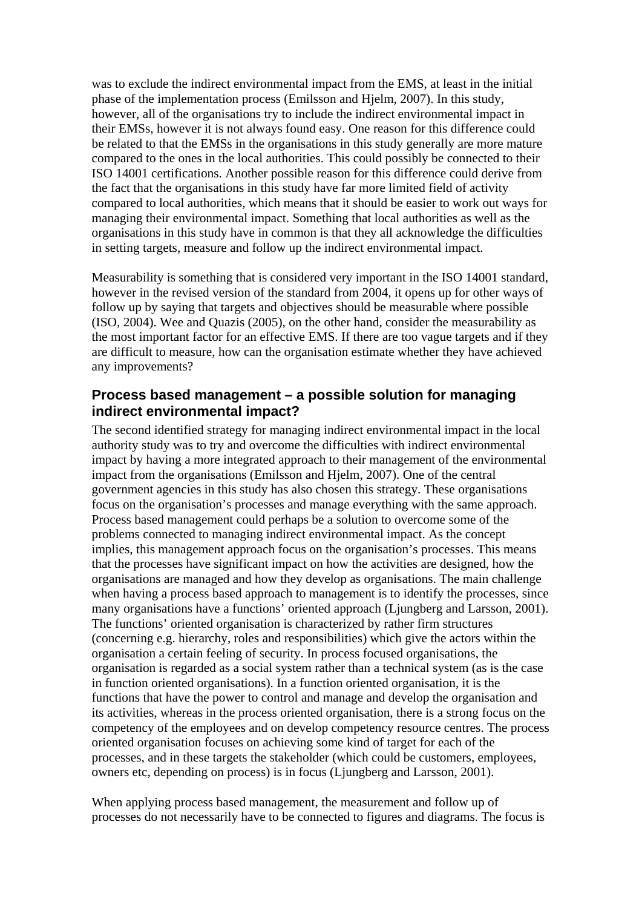was to exclude the indirect environmental impact from the EMS, at least in the initial phase of the implementation process (Emilsson and Hjelm, 2007). In this study, however, all of the organisations try to include the indirect environmental impact in their EMSs, however it is not always found easy. One reason for this difference could be related to that the EMSs in the organisations in this study generally are more mature compared to the ones in the local authorities. This could possibly be connected to their ISO 14001 certifications. Another possible reason for this difference could derive from the fact that the organisations in this study have far more limited field of activity compared to local authorities, which means that it should be easier to work out ways for managing their environmental impact. Something that local authorities as well as the organisations in this study have in common is that they all acknowledge the difficulties in setting targets, measure and follow up the indirect environmental impact.

Measurability is something that is considered very important in the ISO 14001 standard, however in the revised version of the standard from 2004, it opens up for other ways of follow up by saying that targets and objectives should be measurable where possible (ISO, 2004). Wee and Quazis (2005), on the other hand, consider the measurability as the most important factor for an effective EMS. If there are too vague targets and if they are difficult to measure, how can the organisation estimate whether they have achieved any improvements?

## Process based management – a possible solution for managing indirect environmental impact?

The second identified strategy for managing indirect environmental impact in the local authority study was to try and overcome the difficulties with indirect environmental impact by having a more integrated approach to their management of the environmental impact from the organisations (Emilsson and Hjelm, 2007). One of the central government agencies in this study has also chosen this strategy. These organisations focus on the organisation's processes and manage everything with the same approach. Process based management could perhaps be a solution to overcome some of the problems connected to managing indirect environmental impact. As the concept implies, this management approach focus on the organisation's processes. This means that the processes have significant impact on how the activities are designed, how the organisations are managed and how they develop as organisations. The main challenge when having a process based approach to management is to identify the processes, since many organisations have a functions' oriented approach (Ljungberg and Larsson, 2001). The functions' oriented organisation is characterized by rather firm structures (concerning e.g. hierarchy, roles and responsibilities) which give the actors within the organisation a certain feeling of security. In process focused organisations, the organisation is regarded as a social system rather than a technical system (as is the case in function oriented organisations). In a function oriented organisation, it is the functions that have the power to control and manage and develop the organisation and its activities, whereas in the process oriented organisation, there is a strong focus on the competency of the employees and on develop competency resource centres. The process oriented organisation focuses on achieving some kind of target for each of the processes, and in these targets the stakeholder (which could be customers, employees, owners etc, depending on process) is in focus (Ljungberg and Larsson, 2001).

When applying process based management, the measurement and follow up of processes do not necessarily have to be connected to figures and diagrams. The focus is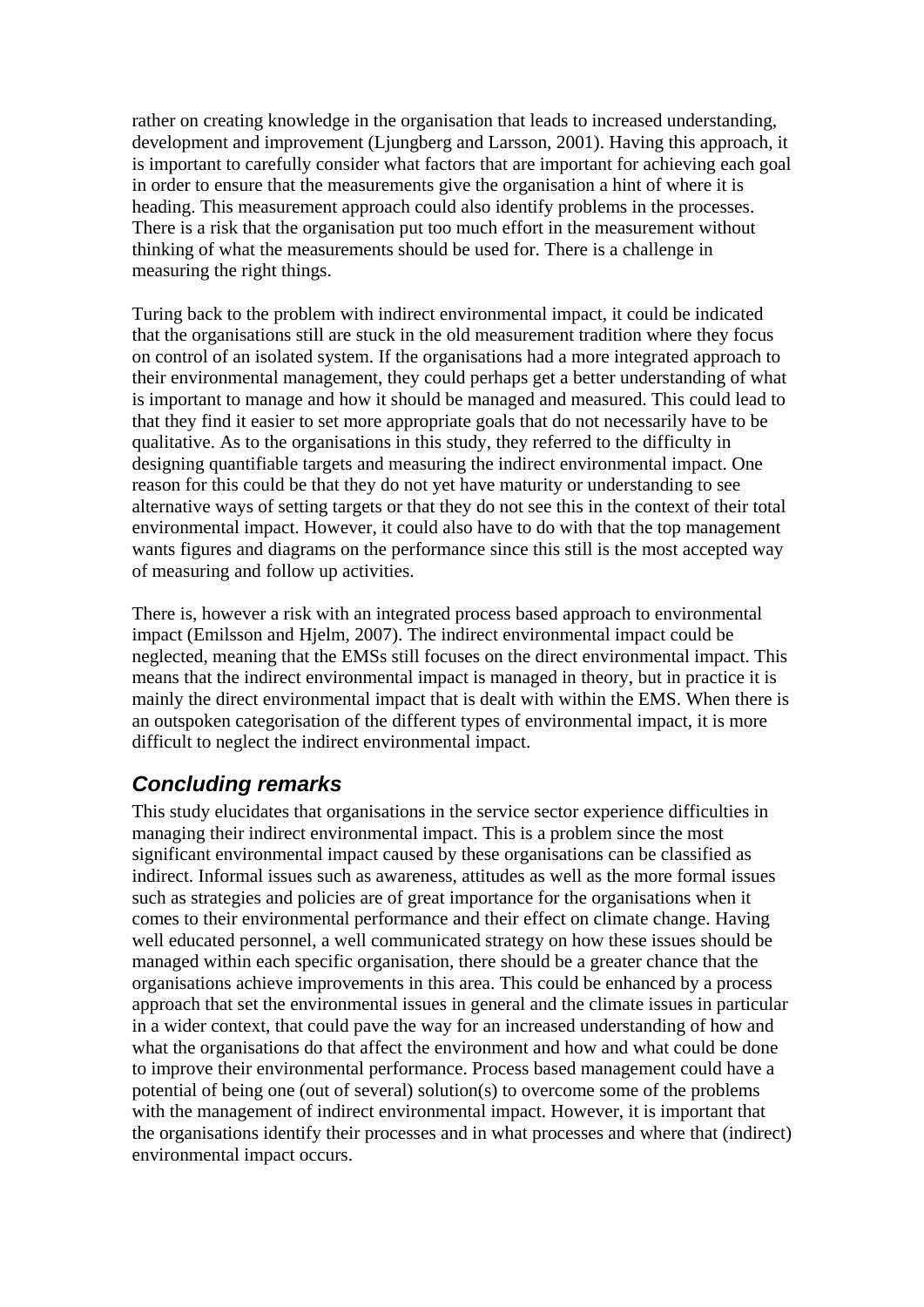rather on creating knowledge in the organisation that leads to increased understanding, development and improvement (Ljungberg and Larsson, 2001). Having this approach, it is important to carefully consider what factors that are important for achieving each goal in order to ensure that the measurements give the organisation a hint of where it is heading. This measurement approach could also identify problems in the processes. There is a risk that the organisation put too much effort in the measurement without thinking of what the measurements should be used for. There is a challenge in measuring the right things.

Turing back to the problem with indirect environmental impact, it could be indicated that the organisations still are stuck in the old measurement tradition where they focus on control of an isolated system. If the organisations had a more integrated approach to their environmental management, they could perhaps get a better understanding of what is important to manage and how it should be managed and measured. This could lead to that they find it easier to set more appropriate goals that do not necessarily have to be qualitative. As to the organisations in this study, they referred to the difficulty in designing quantifiable targets and measuring the indirect environmental impact. One reason for this could be that they do not yet have maturity or understanding to see alternative ways of setting targets or that they do not see this in the context of their total environmental impact. However, it could also have to do with that the top management wants figures and diagrams on the performance since this still is the most accepted way of measuring and follow up activities.

There is, however a risk with an integrated process based approach to environmental impact (Emilsson and Hjelm, 2007). The indirect environmental impact could be neglected, meaning that the EMSs still focuses on the direct environmental impact. This means that the indirect environmental impact is managed in theory, but in practice it is mainly the direct environmental impact that is dealt with within the EMS. When there is an outspoken categorisation of the different types of environmental impact, it is more difficult to neglect the indirect environmental impact.

## Concluding remarks

This study elucidates that organisations in the service sector experience difficulties in managing their indirect environmental impact. This is a problem since the most significant environmental impact caused by these organisations can be classified as indirect. Informal issues such as awareness, attitudes as well as the more formal issues such as strategies and policies are of great importance for the organisations when it comes to their environmental performance and their effect on climate change. Having well educated personnel, a well communicated strategy on how these issues should be managed within each specific organisation, there should be a greater chance that the organisations achieve improvements in this area. This could be enhanced by a process approach that set the environmental issues in general and the climate issues in particular in a wider context, that could pave the way for an increased understanding of how and what the organisations do that affect the environment and how and what could be done to improve their environmental performance. Process based management could have a potential of being one (out of several) solution(s) to overcome some of the problems with the management of indirect environmental impact. However, it is important that the organisations identify their processes and in what processes and where that (indirect) environmental impact occurs.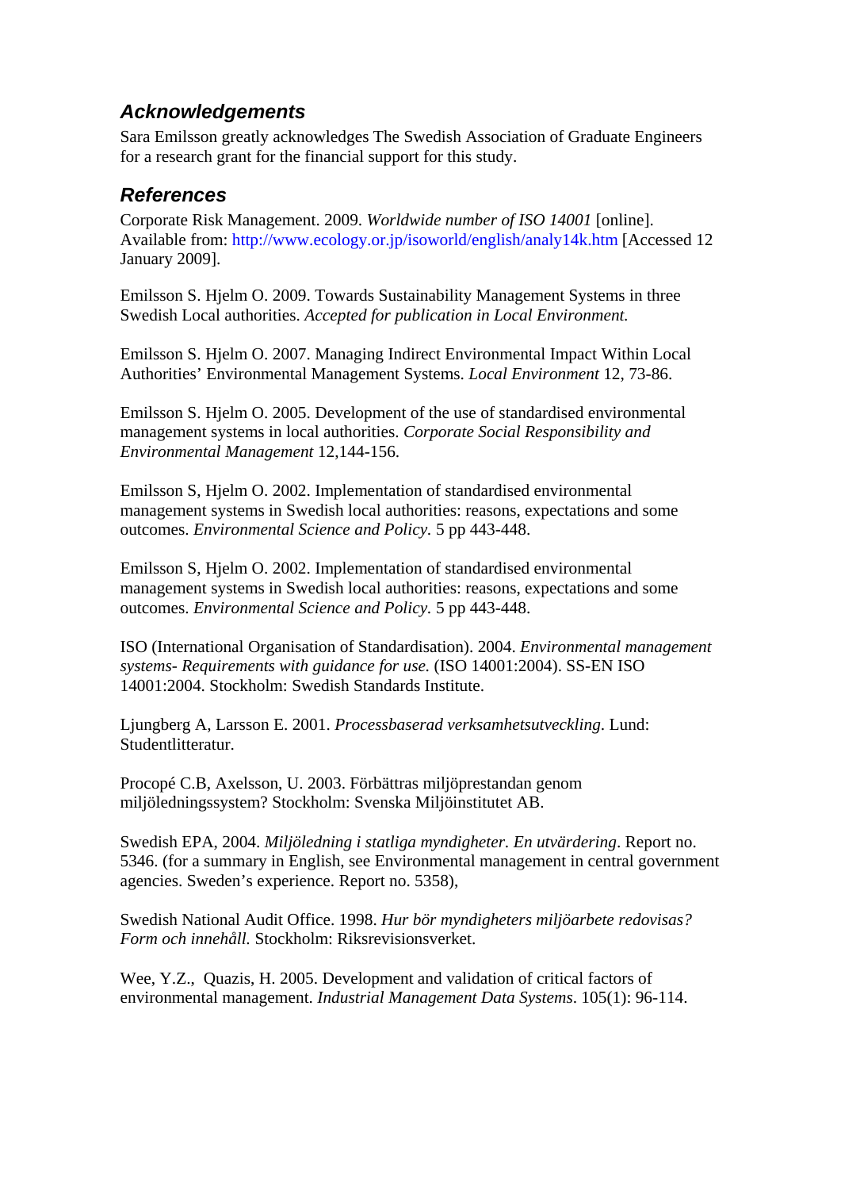## Acknowledgements

Sara Emilsson greatly acknowledges The Swedish Association of Graduate Engineers for a research grant for the financial support for this study.

## References

Corporate Risk Management. 2009. *Worldwide number of ISO 14001* [online]. Available from: http://www.ecology.or.jp/isoworld/english/analy14k.htm [Accessed 12 January 2009].

Emilsson S. Hjelm O. 2009. Towards Sustainability Management Systems in three Swedish Local authorities. *Accepted for publication in Local Environment.*

Emilsson S. Hjelm O. 2007. Managing Indirect Environmental Impact Within Local Authorities' Environmental Management Systems. *Local Environment* 12, 73-86.

Emilsson S. Hjelm O. 2005. Development of the use of standardised environmental management systems in local authorities. *Corporate Social Responsibility and Environmental Management* 12,144-156.

Emilsson S, Hjelm O. 2002. Implementation of standardised environmental management systems in Swedish local authorities: reasons, expectations and some outcomes. *Environmental Science and Policy.* 5 pp 443-448.

Emilsson S, Hjelm O. 2002. Implementation of standardised environmental management systems in Swedish local authorities: reasons, expectations and some outcomes. *Environmental Science and Policy.* 5 pp 443-448.

ISO (International Organisation of Standardisation). 2004. *Environmental management systems- Requirements with guidance for use.* (ISO 14001:2004). SS-EN ISO 14001:2004. Stockholm: Swedish Standards Institute.

Ljungberg A, Larsson E. 2001. *Processbaserad verksamhetsutveckling*. Lund: Studentlitteratur.

Procopé C.B, Axelsson, U. 2003. Förbättras miljöprestandan genom miljöledningssystem? Stockholm: Svenska Miljöinstitutet AB.

Swedish EPA, 2004. *Miljöledning i statliga myndigheter*. *En utvärdering*. Report no. 5346. (for a summary in English, see Environmental management in central government agencies. Sweden's experience. Report no. 5358),

Swedish National Audit Office. 1998. *Hur bör myndigheters miljöarbete redovisas? Form och innehåll.* Stockholm: Riksrevisionsverket.

Wee, Y.Z., Quazis, H. 2005. Development and validation of critical factors of environmental management. *Industrial Management Data Systems*. 105(1): 96-114.